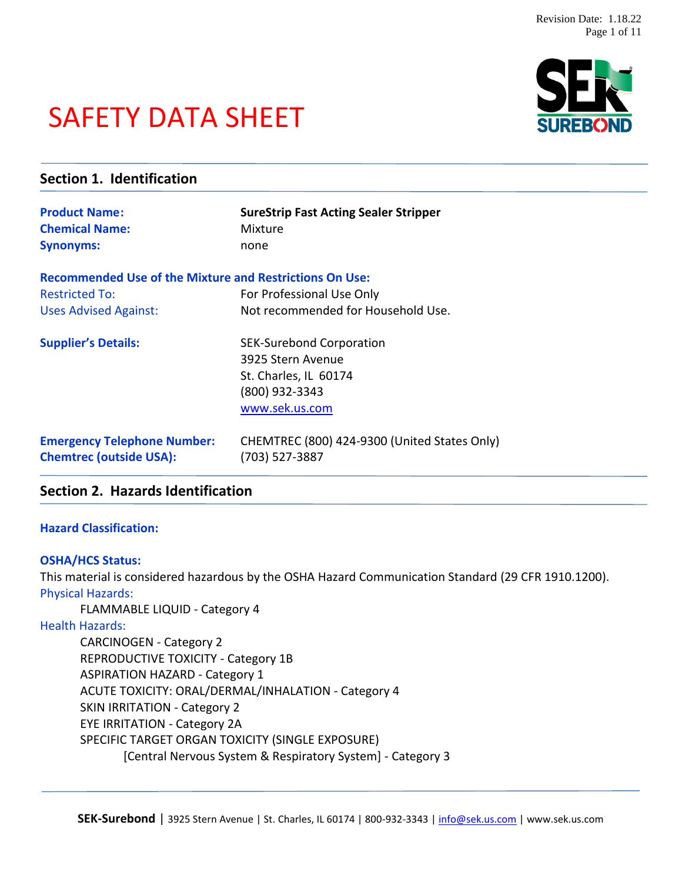# SAFETY DATA SHEET

## Section 1. Identification

| | |
|---|---|
| **Product Name:** | **SureStrip Fast Acting Sealer Stripper** |
| **Chemical Name:** | Mixture |
| **Synonyms:** | none |

**Recommended Use of the Mixture and Restrictions On Use:**

| | |
|---|---|
| Restricted To: | For Professional Use Only |
| Uses Advised Against: | Not recommended for Household Use. |

**Supplier's Details:**

SEK-Surebond Corporation
3925 Stern Avenue
St. Charles, IL 60174
(800) 932-3343
www.sek.us.com

| | |
|---|---|
| **Emergency Telephone Number:** | CHEMTREC (800) 424-9300 (United States Only) |
| **Chemtrec (outside USA):** | (703) 527-3887 |

## Section 2. Hazards Identification

**Hazard Classification:**

**OSHA/HCS Status:**

This material is considered hazardous by the OSHA Hazard Communication Standard (29 CFR 1910.1200).

Physical Hazards:

- FLAMMABLE LIQUID - Category 4

Health Hazards:

- CARCINOGEN - Category 2
- REPRODUCTIVE TOXICITY - Category 1B
- ASPIRATION HAZARD - Category 1
- ACUTE TOXICITY: ORAL/DERMAL/INHALATION - Category 4
- SKIN IRRITATION - Category 2
- EYE IRRITATION - Category 2A
- SPECIFIC TARGET ORGAN TOXICITY (SINGLE EXPOSURE)
  - [Central Nervous System & Respiratory System] - Category 3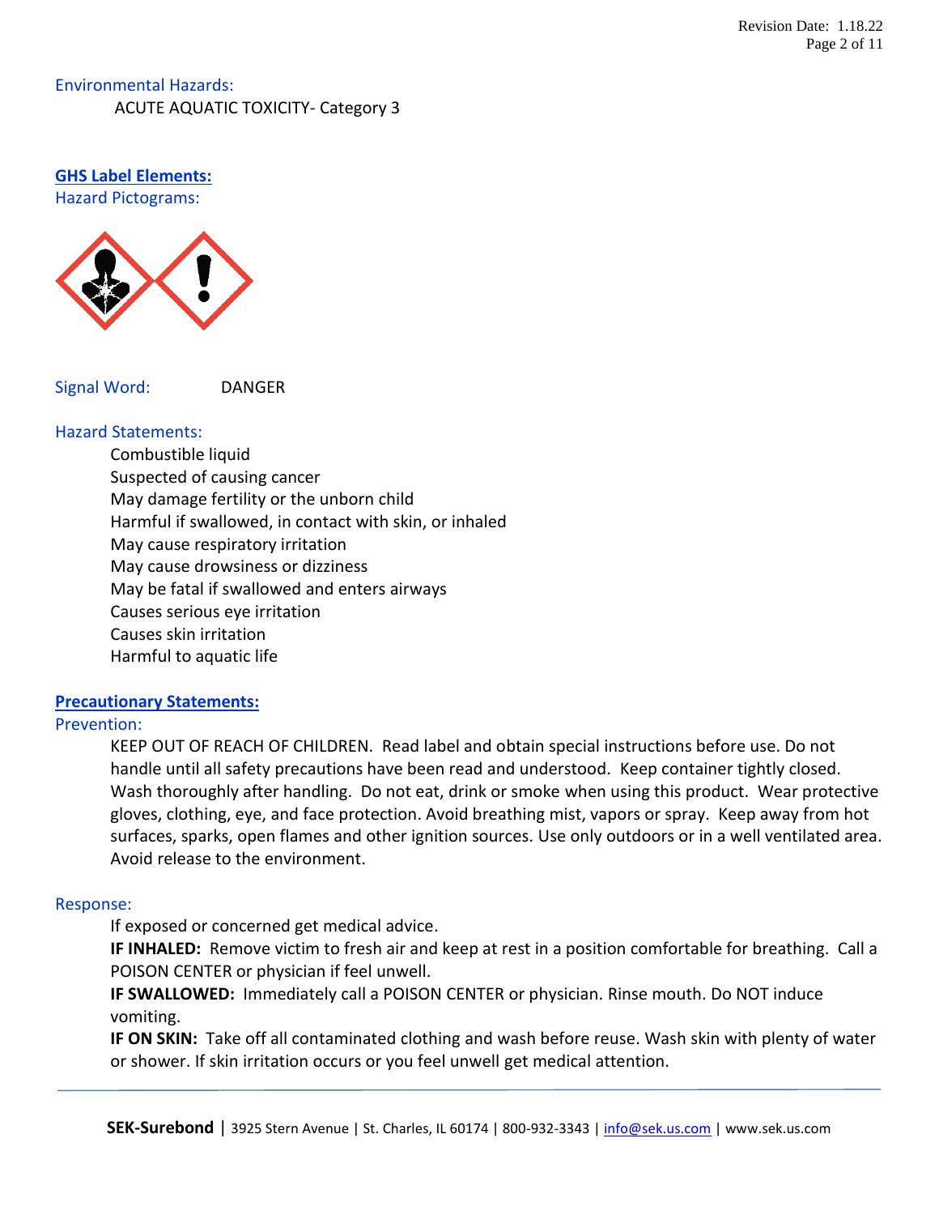Environmental Hazards:

ACUTE AQUATIC TOXICITY- Category 3

## GHS Label Elements:

Hazard Pictograms:

Signal Word: DANGER

Hazard Statements:

Combustible liquid
Suspected of causing cancer
May damage fertility or the unborn child
Harmful if swallowed, in contact with skin, or inhaled
May cause respiratory irritation
May cause drowsiness or dizziness
May be fatal if swallowed and enters airways
Causes serious eye irritation
Causes skin irritation
Harmful to aquatic life

## Precautionary Statements:

Prevention:

KEEP OUT OF REACH OF CHILDREN. Read label and obtain special instructions before use. Do not handle until all safety precautions have been read and understood. Keep container tightly closed. Wash thoroughly after handling. Do not eat, drink or smoke when using this product. Wear protective gloves, clothing, eye, and face protection. Avoid breathing mist, vapors or spray. Keep away from hot surfaces, sparks, open flames and other ignition sources. Use only outdoors or in a well ventilated area. Avoid release to the environment.

Response:

If exposed or concerned get medical advice.

**IF INHALED:** Remove victim to fresh air and keep at rest in a position comfortable for breathing. Call a POISON CENTER or physician if feel unwell.

**IF SWALLOWED:** Immediately call a POISON CENTER or physician. Rinse mouth. Do NOT induce vomiting.

**IF ON SKIN:** Take off all contaminated clothing and wash before reuse. Wash skin with plenty of water or shower. If skin irritation occurs or you feel unwell get medical attention.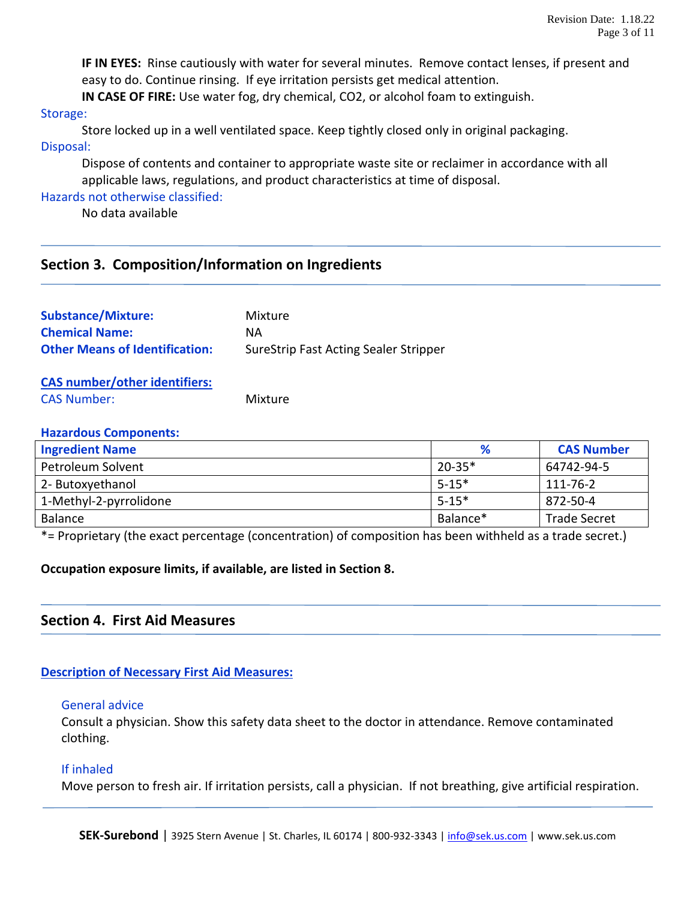**IF IN EYES:** Rinse cautiously with water for several minutes. Remove contact lenses, if present and easy to do. Continue rinsing. If eye irritation persists get medical attention.

**IN CASE OF FIRE:** Use water fog, dry chemical, $CO_2$, or alcohol foam to extinguish.

Storage:

Store locked up in a well ventilated space. Keep tightly closed only in original packaging.

Disposal:

Dispose of contents and container to appropriate waste site or reclaimer in accordance with all applicable laws, regulations, and product characteristics at time of disposal.

Hazards not otherwise classified:

No data available

## Section 3. Composition/Information on Ingredients

**Substance/Mixture:** Mixture
**Chemical Name:** NA
**Other Means of Identification:** SureStrip Fast Acting Sealer Stripper

**CAS number/other identifiers:**

CAS Number: Mixture

**Hazardous Components:**

| Ingredient Name | % | CAS Number |
|---|---|---|
| Petroleum Solvent | 20-35* | 64742-94-5 |
| 2- Butoxyethanol | 5-15* | 111-76-2 |
| 1-Methyl-2-pyrrolidone | 5-15* | 872-50-4 |
| Balance | Balance* | Trade Secret |

*= Proprietary (the exact percentage (concentration) of composition has been withheld as a trade secret.)

**Occupation exposure limits, if available, are listed in Section 8.**

## Section 4. First Aid Measures

**Description of Necessary First Aid Measures:**

General advice

Consult a physician. Show this safety data sheet to the doctor in attendance. Remove contaminated clothing.

If inhaled

Move person to fresh air. If irritation persists, call a physician. If not breathing, give artificial respiration.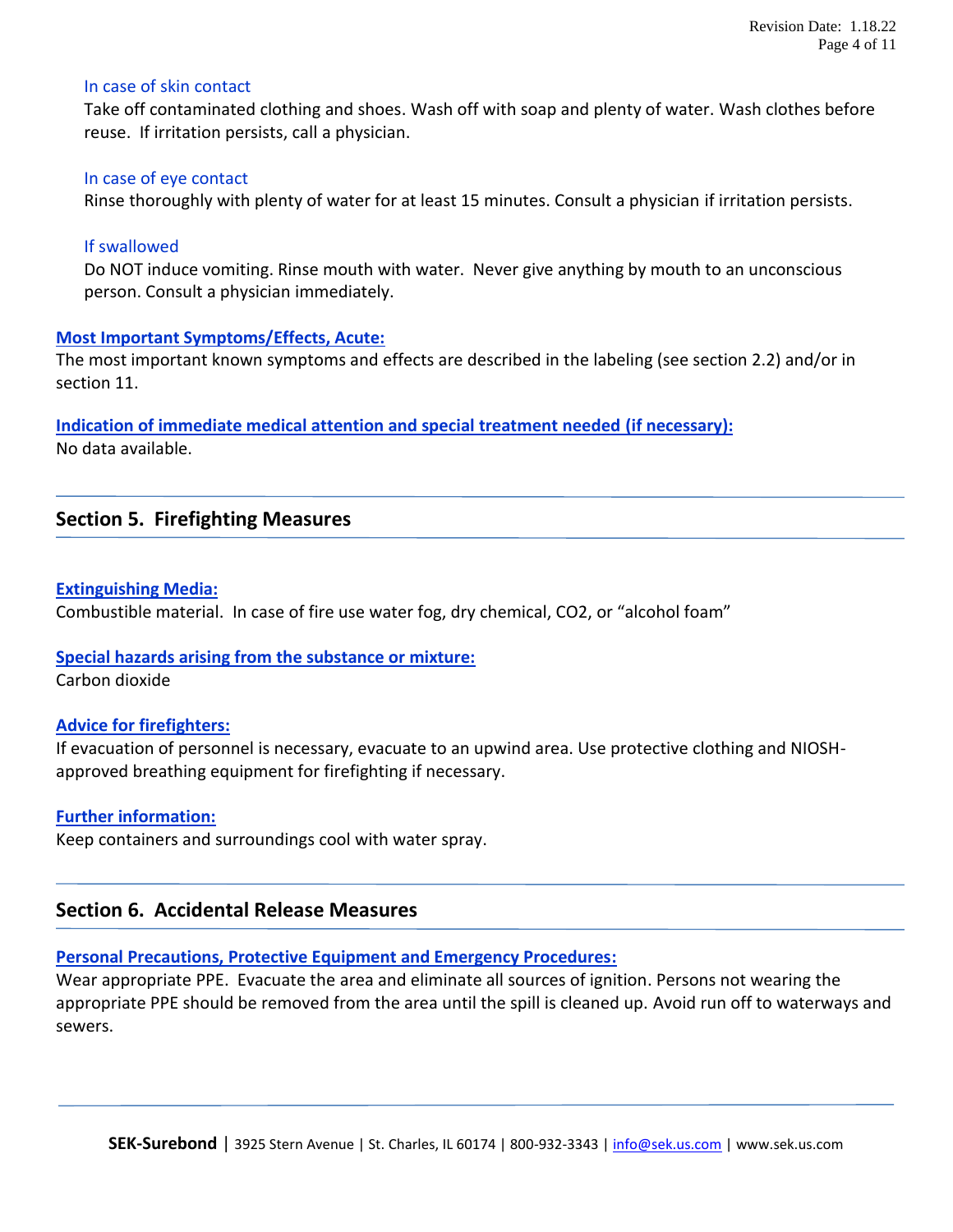### In case of skin contact

Take off contaminated clothing and shoes. Wash off with soap and plenty of water. Wash clothes before reuse. If irritation persists, call a physician.

### In case of eye contact

Rinse thoroughly with plenty of water for at least 15 minutes. Consult a physician if irritation persists.

### If swallowed

Do NOT induce vomiting. Rinse mouth with water. Never give anything by mouth to an unconscious person. Consult a physician immediately.

**Most Important Symptoms/Effects, Acute:**

The most important known symptoms and effects are described in the labeling (see section 2.2) and/or in section 11.

**Indication of immediate medical attention and special treatment needed (if necessary):**

No data available.

## Section 5. Firefighting Measures

**Extinguishing Media:**

Combustible material. In case of fire use water fog, dry chemical, $CO_2$, or “alcohol foam”

**Special hazards arising from the substance or mixture:**

Carbon dioxide

**Advice for firefighters:**

If evacuation of personnel is necessary, evacuate to an upwind area. Use protective clothing and NIOSH-approved breathing equipment for firefighting if necessary.

**Further information:**

Keep containers and surroundings cool with water spray.

## Section 6. Accidental Release Measures

**Personal Precautions, Protective Equipment and Emergency Procedures:**

Wear appropriate PPE. Evacuate the area and eliminate all sources of ignition. Persons not wearing the appropriate PPE should be removed from the area until the spill is cleaned up. Avoid run off to waterways and sewers.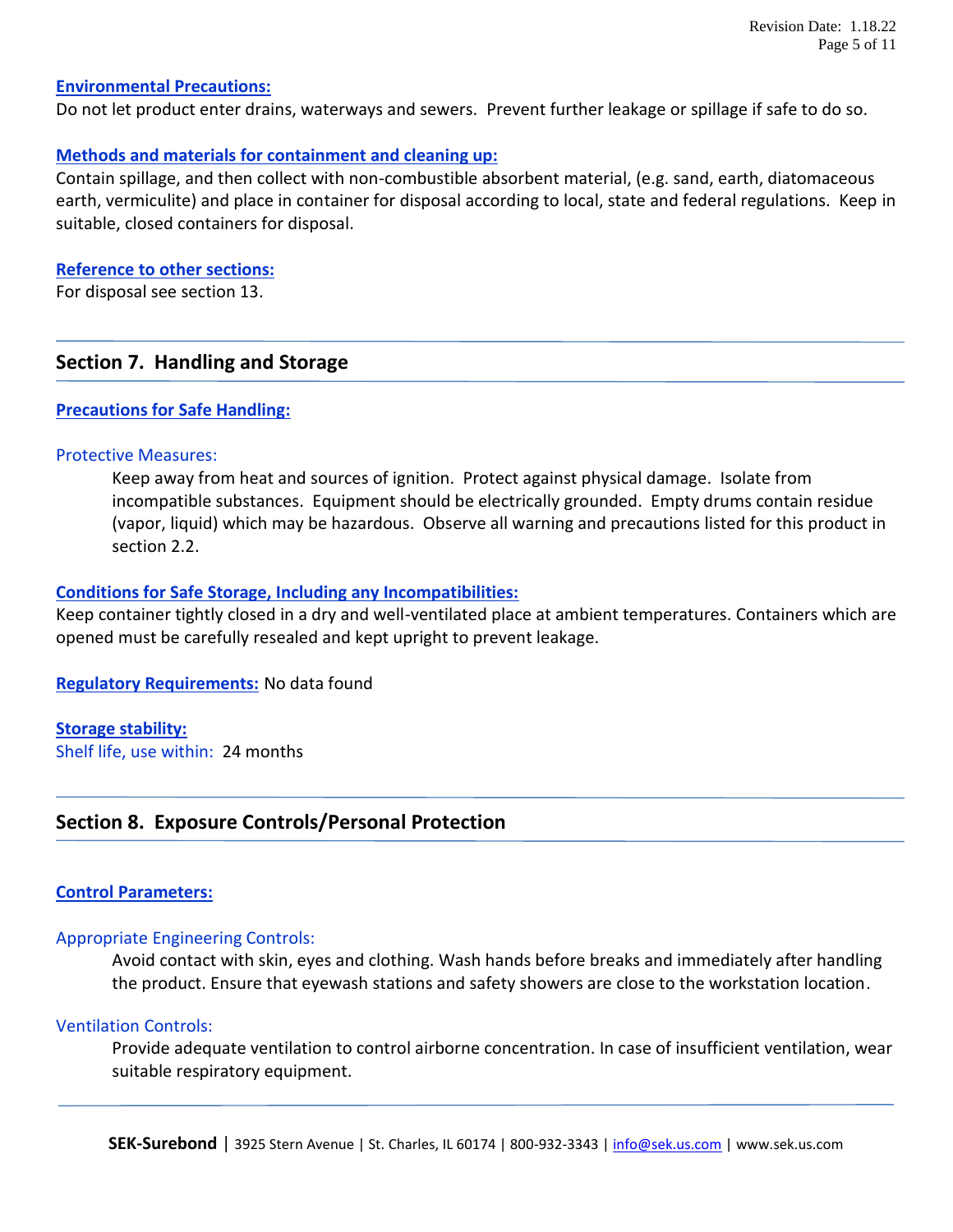**Environmental Precautions:**

Do not let product enter drains, waterways and sewers. Prevent further leakage or spillage if safe to do so.

**Methods and materials for containment and cleaning up:**

Contain spillage, and then collect with non-combustible absorbent material, (e.g. sand, earth, diatomaceous earth, vermiculite) and place in container for disposal according to local, state and federal regulations. Keep in suitable, closed containers for disposal.

**Reference to other sections:**

For disposal see section 13.

## Section 7. Handling and Storage

**Precautions for Safe Handling:**

Protective Measures:

Keep away from heat and sources of ignition. Protect against physical damage. Isolate from incompatible substances. Equipment should be electrically grounded. Empty drums contain residue (vapor, liquid) which may be hazardous. Observe all warning and precautions listed for this product in section 2.2.

**Conditions for Safe Storage, Including any Incompatibilities:**

Keep container tightly closed in a dry and well-ventilated place at ambient temperatures. Containers which are opened must be carefully resealed and kept upright to prevent leakage.

**Regulatory Requirements:** No data found

**Storage stability:**

Shelf life, use within: 24 months

## Section 8. Exposure Controls/Personal Protection

**Control Parameters:**

Appropriate Engineering Controls:

Avoid contact with skin, eyes and clothing. Wash hands before breaks and immediately after handling the product. Ensure that eyewash stations and safety showers are close to the workstation location.

Ventilation Controls:

Provide adequate ventilation to control airborne concentration. In case of insufficient ventilation, wear suitable respiratory equipment.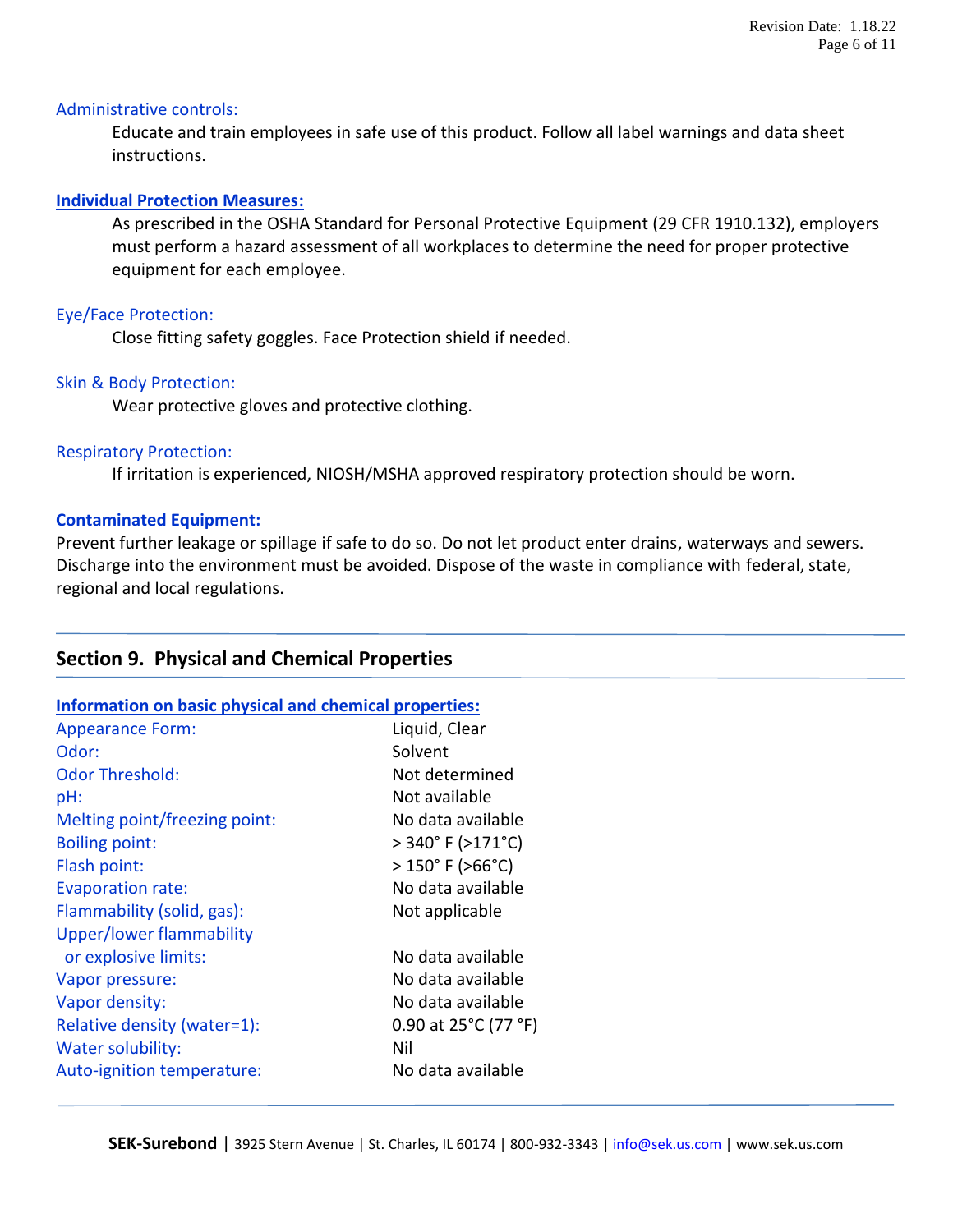### Administrative controls:

Educate and train employees in safe use of this product. Follow all label warnings and data sheet instructions.

### **Individual Protection Measures:**

As prescribed in the OSHA Standard for Personal Protective Equipment (29 CFR 1910.132), employers must perform a hazard assessment of all workplaces to determine the need for proper protective equipment for each employee.

### Eye/Face Protection:

Close fitting safety goggles. Face Protection shield if needed.

### Skin & Body Protection:

Wear protective gloves and protective clothing.

### Respiratory Protection:

If irritation is experienced, NIOSH/MSHA approved respiratory protection should be worn.

### **Contaminated Equipment:**

Prevent further leakage or spillage if safe to do so. Do not let product enter drains, waterways and sewers. Discharge into the environment must be avoided. Dispose of the waste in compliance with federal, state, regional and local regulations.

## Section 9. Physical and Chemical Properties

### **Information on basic physical and chemical properties:**

| Property | Value |
|---|---|
| Appearance Form: | Liquid, Clear |
| Odor: | Solvent |
| Odor Threshold: | Not determined |
| pH: | Not available |
| Melting point/freezing point: | No data available |
| Boiling point: | > 340° F (>171°C) |
| Flash point: | > 150° F (>66°C) |
| Evaporation rate: | No data available |
| Flammability (solid, gas): | Not applicable |
| Upper/lower flammability or explosive limits: | No data available |
| Vapor pressure: | No data available |
| Vapor density: | No data available |
| Relative density (water=1): | 0.90 at 25°C (77 °F) |
| Water solubility: | Nil |
| Auto-ignition temperature: | No data available |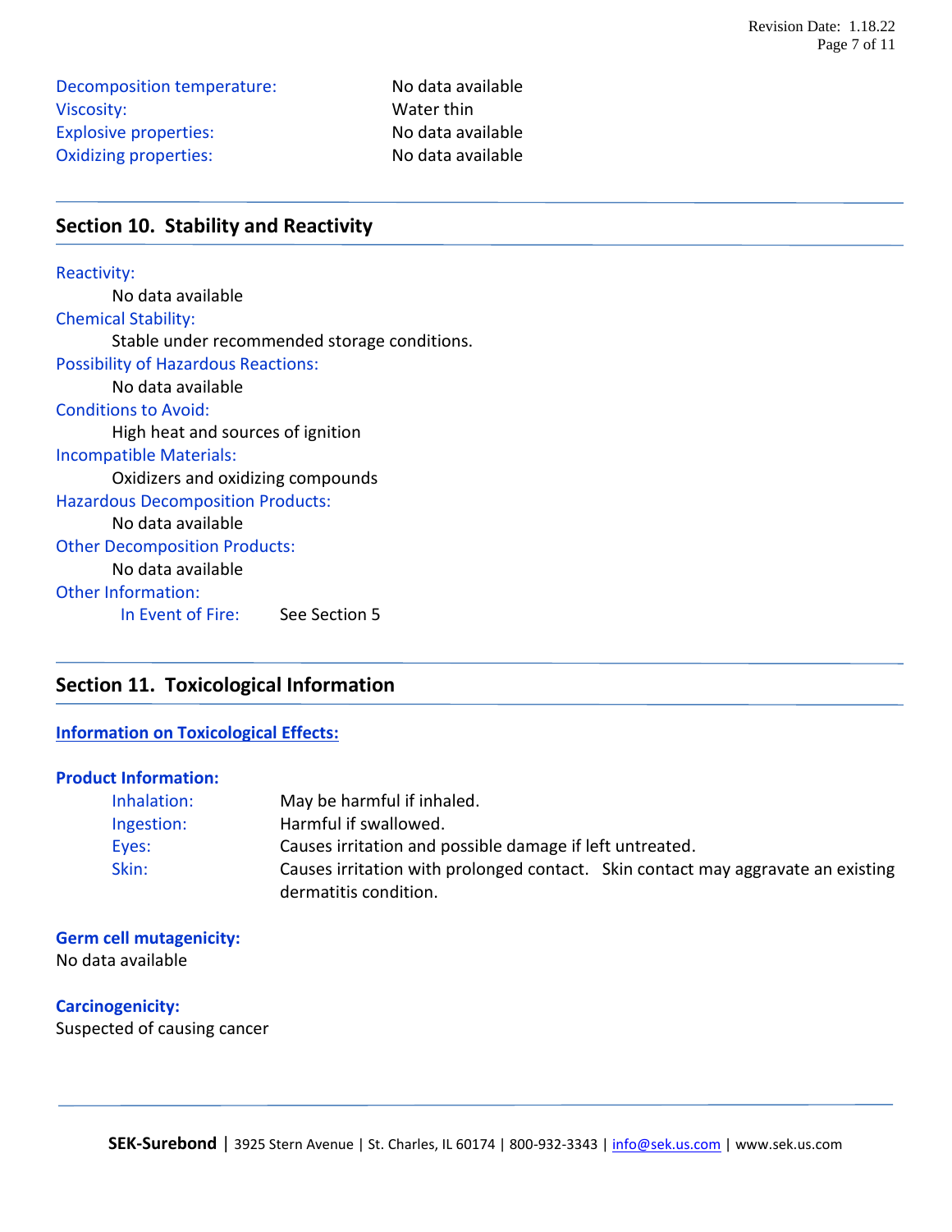Decomposition temperature: No data available
Viscosity: Water thin
Explosive properties: No data available
Oxidizing properties: No data available

## Section 10. Stability and Reactivity

Reactivity:
No data available

Chemical Stability:
Stable under recommended storage conditions.

Possibility of Hazardous Reactions:
No data available

Conditions to Avoid:
High heat and sources of ignition

Incompatible Materials:
Oxidizers and oxidizing compounds

Hazardous Decomposition Products:
No data available

Other Decomposition Products:
No data available

Other Information:
In Event of Fire: See Section 5

## Section 11. Toxicological Information

**Information on Toxicological Effects:**

**Product Information:**

Inhalation: May be harmful if inhaled.
Ingestion: Harmful if swallowed.
Eyes: Causes irritation and possible damage if left untreated.
Skin: Causes irritation with prolonged contact. Skin contact may aggravate an existing dermatitis condition.

**Germ cell mutagenicity:**
No data available

**Carcinogenicity:**
Suspected of causing cancer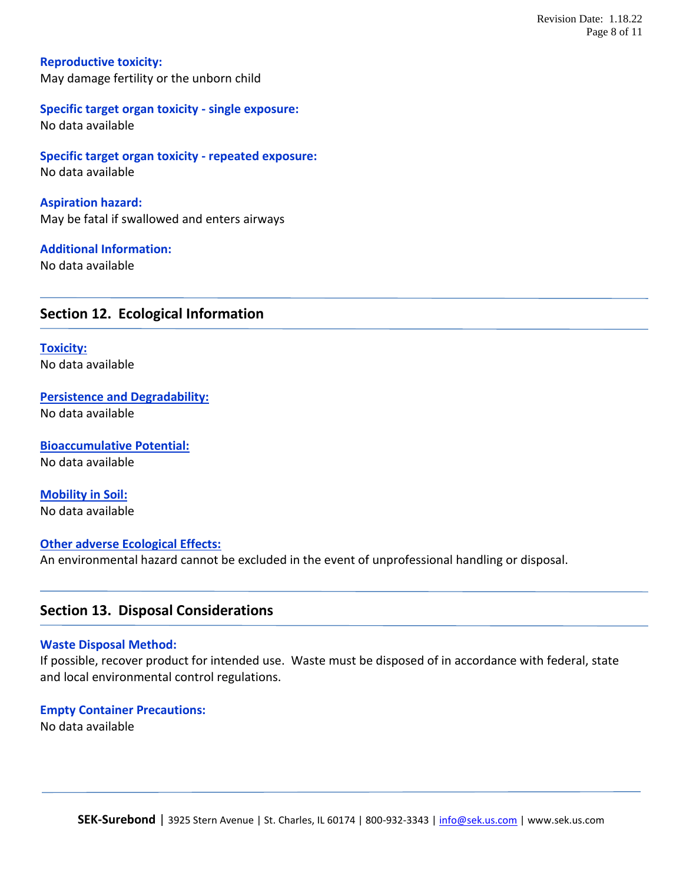**Reproductive toxicity:**
May damage fertility or the unborn child

**Specific target organ toxicity - single exposure:**
No data available

**Specific target organ toxicity - repeated exposure:**
No data available

**Aspiration hazard:**
May be fatal if swallowed and enters airways

**Additional Information:**
No data available

## Section 12. Ecological Information

**Toxicity:**
No data available

**Persistence and Degradability:**
No data available

**Bioaccumulative Potential:**
No data available

**Mobility in Soil:**
No data available

**Other adverse Ecological Effects:**
An environmental hazard cannot be excluded in the event of unprofessional handling or disposal.

## Section 13. Disposal Considerations

**Waste Disposal Method:**
If possible, recover product for intended use. Waste must be disposed of in accordance with federal, state and local environmental control regulations.

**Empty Container Precautions:**
No data available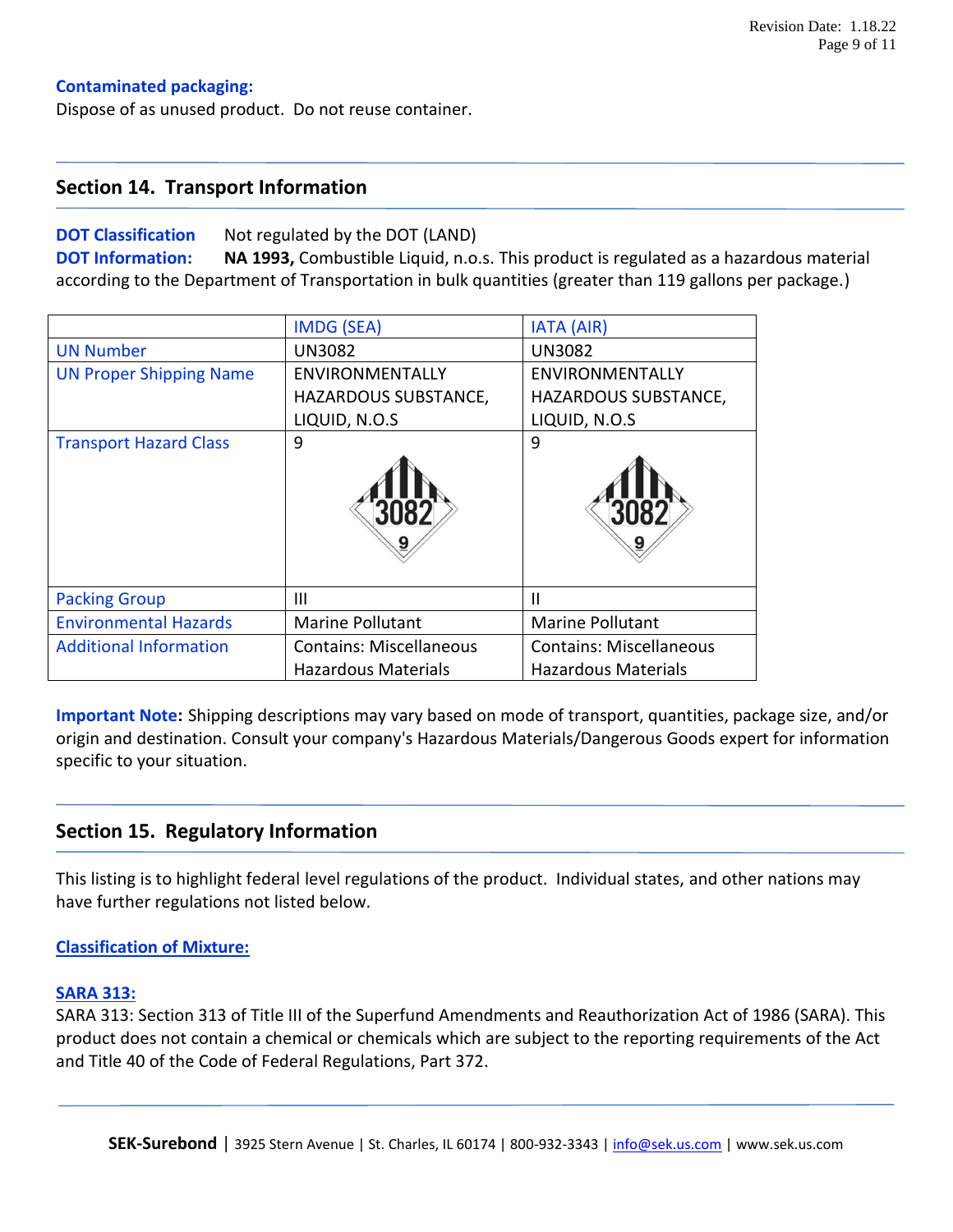**Contaminated packaging:**
Dispose of as unused product. Do not reuse container.

## Section 14. Transport Information

**DOT Classification** Not regulated by the DOT (LAND)
**DOT Information:** **NA 1993,** Combustible Liquid, n.o.s. This product is regulated as a hazardous material according to the Department of Transportation in bulk quantities (greater than 119 gallons per package.)

| | IMDG (SEA) | IATA (AIR) |
|---|---|---|
| UN Number | UN3082 | UN3082 |
| UN Proper Shipping Name | ENVIRONMENTALLY HAZARDOUS SUBSTANCE, LIQUID, N.O.S | ENVIRONMENTALLY HAZARDOUS SUBSTANCE, LIQUID, N.O.S |
| Transport Hazard Class | 9 | 9 |
| Packing Group | III | II |
| Environmental Hazards | Marine Pollutant | Marine Pollutant |
| Additional Information | Contains: Miscellaneous Hazardous Materials | Contains: Miscellaneous Hazardous Materials |

**Important Note:** Shipping descriptions may vary based on mode of transport, quantities, package size, and/or origin and destination. Consult your company's Hazardous Materials/Dangerous Goods expert for information specific to your situation.

## Section 15. Regulatory Information

This listing is to highlight federal level regulations of the product. Individual states, and other nations may have further regulations not listed below.

**Classification of Mixture:**

**SARA 313:**
SARA 313: Section 313 of Title III of the Superfund Amendments and Reauthorization Act of 1986 (SARA). This product does not contain a chemical or chemicals which are subject to the reporting requirements of the Act and Title 40 of the Code of Federal Regulations, Part 372.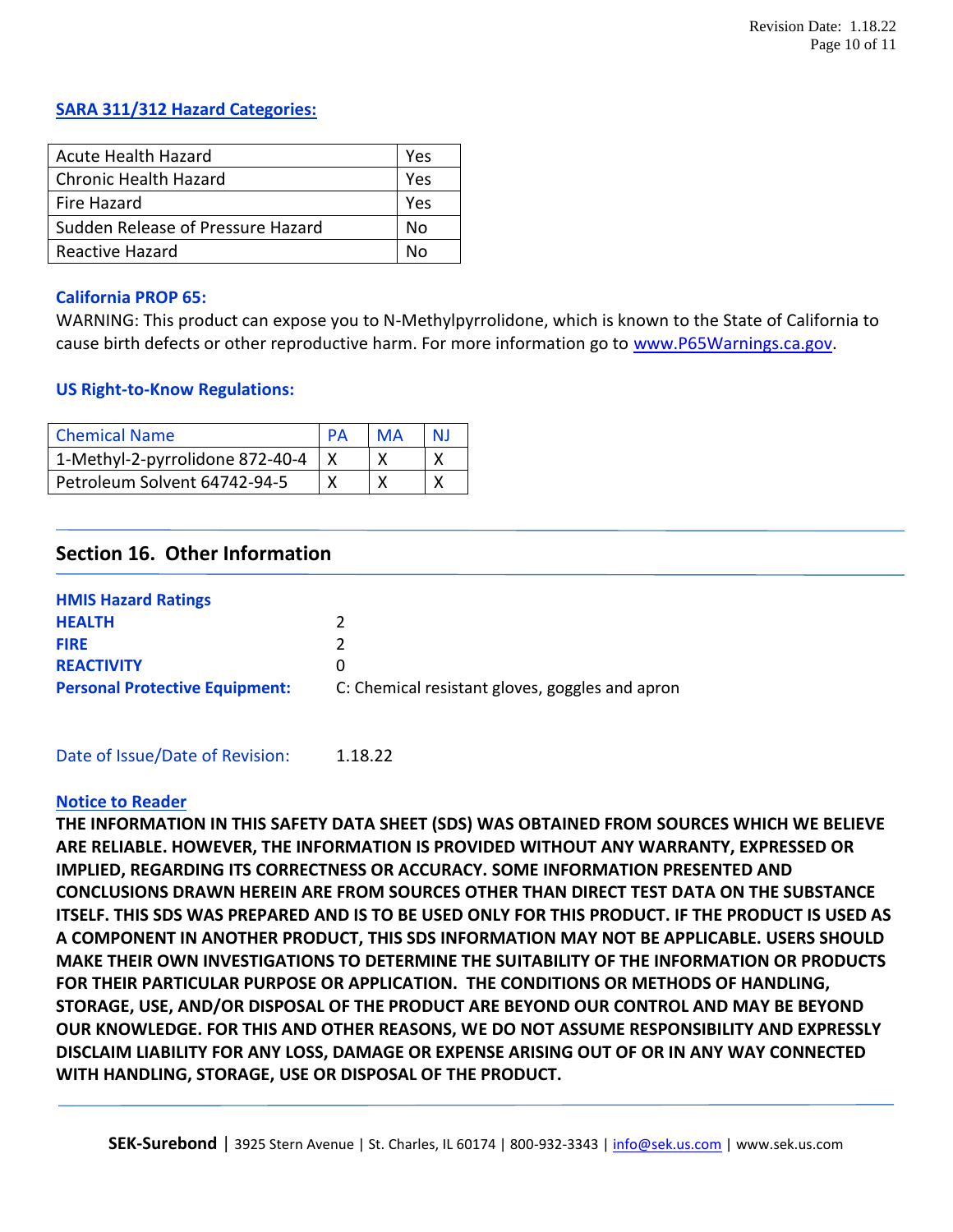### SARA 311/312 Hazard Categories:

| Acute Health Hazard | Yes |
|---|---|
| Chronic Health Hazard | Yes |
| Fire Hazard | Yes |
| Sudden Release of Pressure Hazard | No |
| Reactive Hazard | No |

### California PROP 65:

WARNING: This product can expose you to N-Methylpyrrolidone, which is known to the State of California to cause birth defects or other reproductive harm. For more information go to www.P65Warnings.ca.gov.

### US Right-to-Know Regulations:

| Chemical Name | PA | MA | NJ |
|---|---|---|---|
| 1-Methyl-2-pyrrolidone 872-40-4 | X | X | X |
| Petroleum Solvent 64742-94-5 | X | X | X |

## Section 16. Other Information

**HMIS Hazard Ratings**

| | |
|---|---|
| **HEALTH** | 2 |
| **FIRE** | 2 |
| **REACTIVITY** | 0 |
| **Personal Protective Equipment:** | C: Chemical resistant gloves, goggles and apron |

Date of Issue/Date of Revision: 1.18.22

### Notice to Reader

**THE INFORMATION IN THIS SAFETY DATA SHEET (SDS) WAS OBTAINED FROM SOURCES WHICH WE BELIEVE ARE RELIABLE. HOWEVER, THE INFORMATION IS PROVIDED WITHOUT ANY WARRANTY, EXPRESSED OR IMPLIED, REGARDING ITS CORRECTNESS OR ACCURACY. SOME INFORMATION PRESENTED AND CONCLUSIONS DRAWN HEREIN ARE FROM SOURCES OTHER THAN DIRECT TEST DATA ON THE SUBSTANCE ITSELF. THIS SDS WAS PREPARED AND IS TO BE USED ONLY FOR THIS PRODUCT. IF THE PRODUCT IS USED AS A COMPONENT IN ANOTHER PRODUCT, THIS SDS INFORMATION MAY NOT BE APPLICABLE. USERS SHOULD MAKE THEIR OWN INVESTIGATIONS TO DETERMINE THE SUITABILITY OF THE INFORMATION OR PRODUCTS FOR THEIR PARTICULAR PURPOSE OR APPLICATION. THE CONDITIONS OR METHODS OF HANDLING, STORAGE, USE, AND/OR DISPOSAL OF THE PRODUCT ARE BEYOND OUR CONTROL AND MAY BE BEYOND OUR KNOWLEDGE. FOR THIS AND OTHER REASONS, WE DO NOT ASSUME RESPONSIBILITY AND EXPRESSLY DISCLAIM LIABILITY FOR ANY LOSS, DAMAGE OR EXPENSE ARISING OUT OF OR IN ANY WAY CONNECTED WITH HANDLING, STORAGE, USE OR DISPOSAL OF THE PRODUCT.**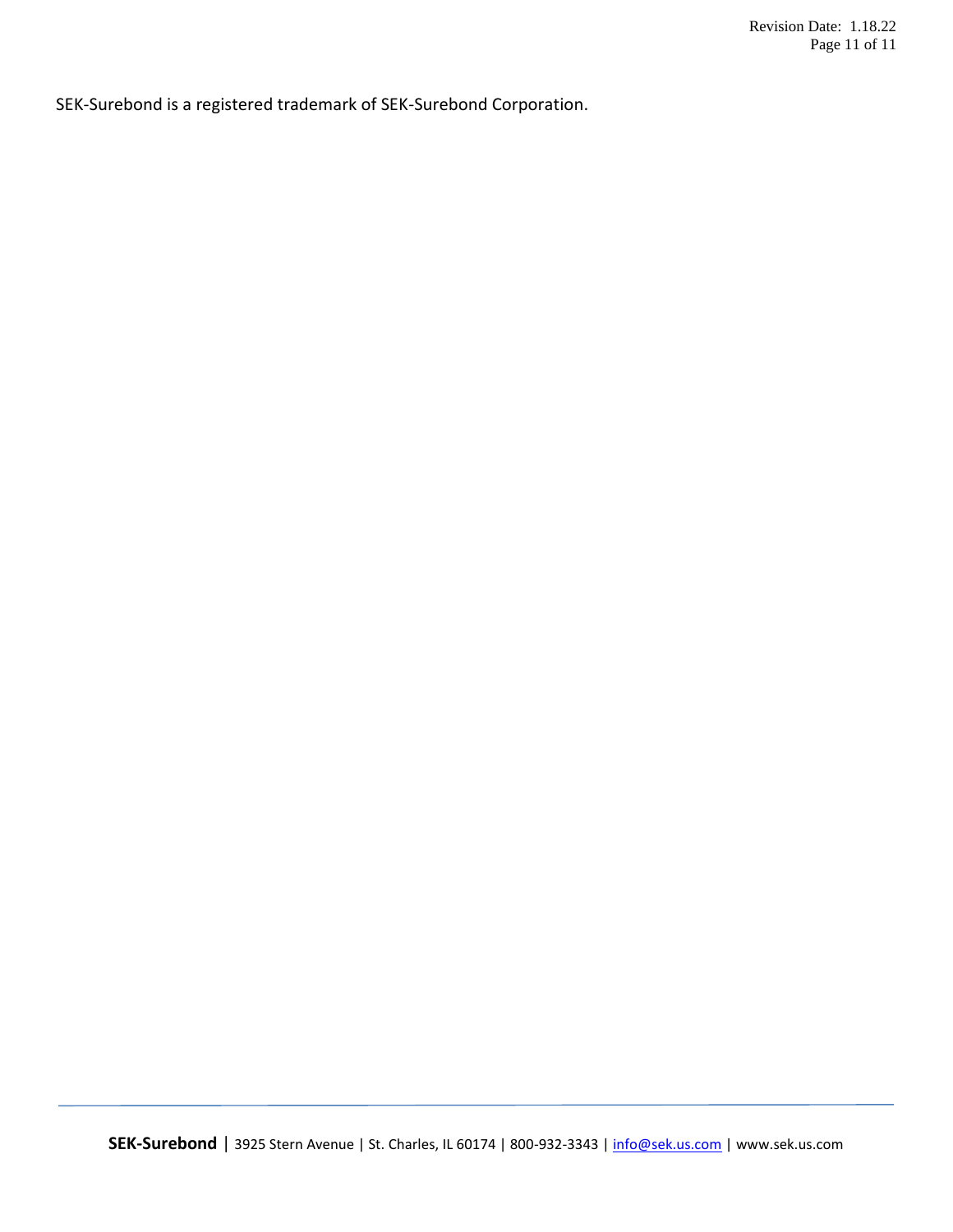SEK-Surebond is a registered trademark of SEK-Surebond Corporation.